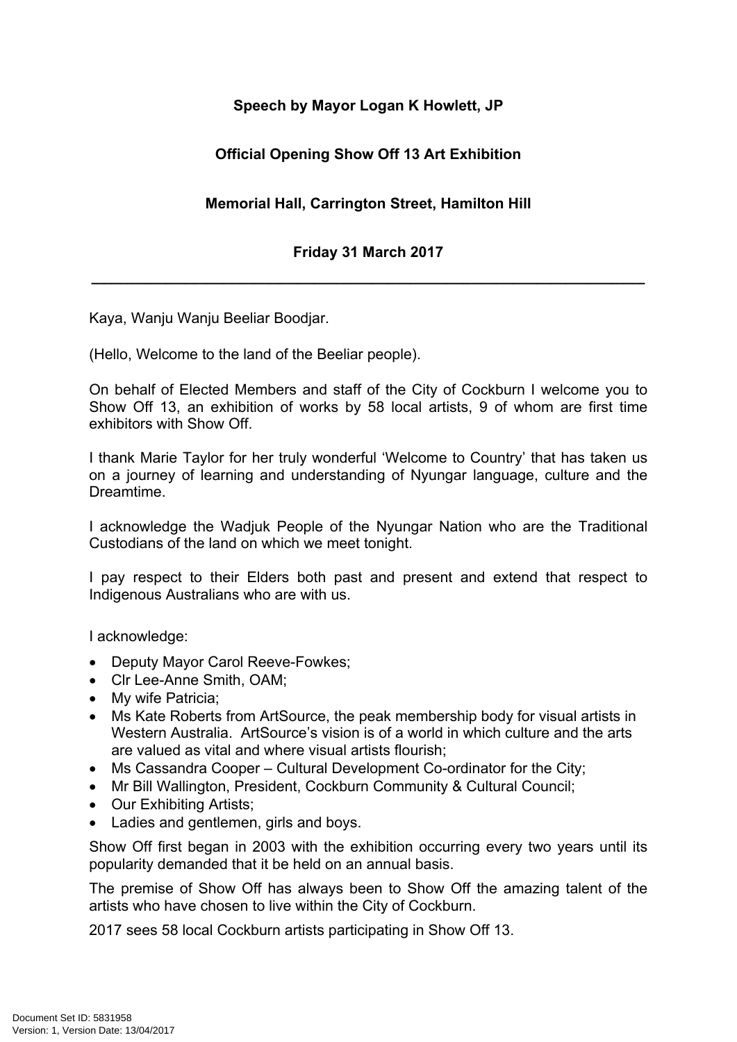**Speech by Mayor Logan K Howlett, JP**

**Official Opening Show Off 13 Art Exhibition**

**Memorial Hall, Carrington Street, Hamilton Hill**

**Friday 31 March 2017**

---

Kaya, Wanju Wanju Beeliar Boodjar.

(Hello, Welcome to the land of the Beeliar people).

On behalf of Elected Members and staff of the City of Cockburn I welcome you to Show Off 13, an exhibition of works by 58 local artists, 9 of whom are first time exhibitors with Show Off.

I thank Marie Taylor for her truly wonderful 'Welcome to Country' that has taken us on a journey of learning and understanding of Nyungar language, culture and the Dreamtime.

I acknowledge the Wadjuk People of the Nyungar Nation who are the Traditional Custodians of the land on which we meet tonight.

I pay respect to their Elders both past and present and extend that respect to Indigenous Australians who are with us.

I acknowledge:

- Deputy Mayor Carol Reeve-Fowkes;
- Clr Lee-Anne Smith, OAM;
- My wife Patricia;
- Ms Kate Roberts from ArtSource, the peak membership body for visual artists in Western Australia. ArtSource's vision is of a world in which culture and the arts are valued as vital and where visual artists flourish;
- Ms Cassandra Cooper – Cultural Development Co-ordinator for the City;
- Mr Bill Wallington, President, Cockburn Community & Cultural Council;
- Our Exhibiting Artists;
- Ladies and gentlemen, girls and boys.

Show Off first began in 2003 with the exhibition occurring every two years until its popularity demanded that it be held on an annual basis.

The premise of Show Off has always been to Show Off the amazing talent of the artists who have chosen to live within the City of Cockburn.

2017 sees 58 local Cockburn artists participating in Show Off 13.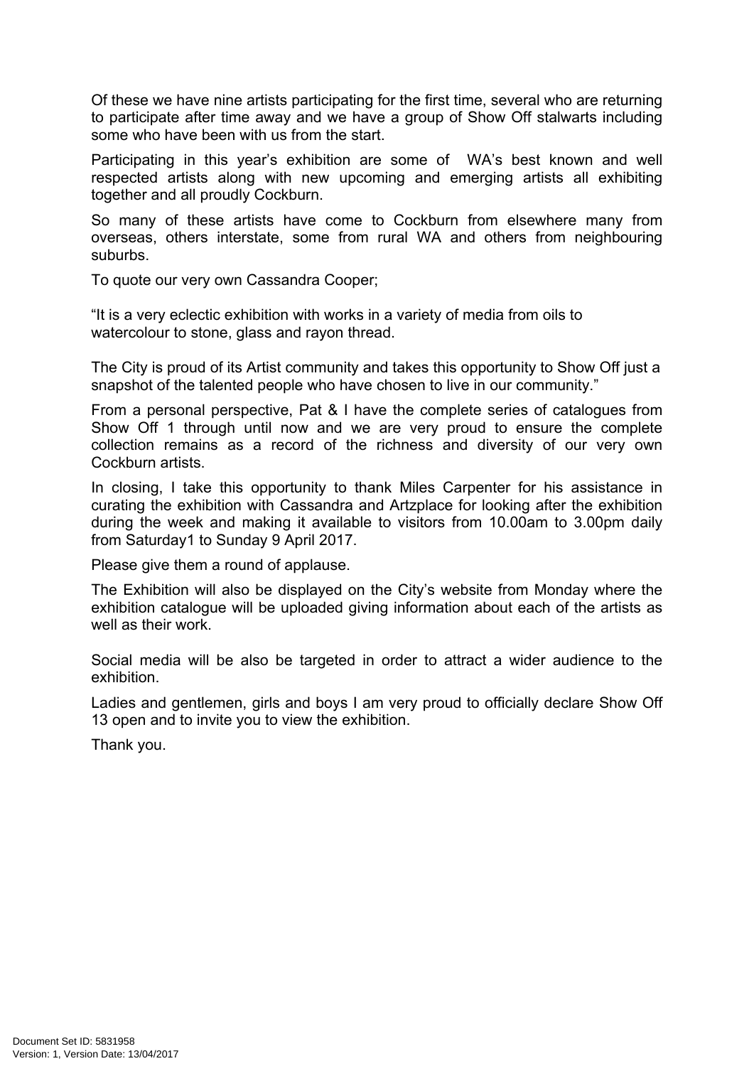Of these we have nine artists participating for the first time, several who are returning to participate after time away and we have a group of Show Off stalwarts including some who have been with us from the start.

Participating in this year's exhibition are some of WA's best known and well respected artists along with new upcoming and emerging artists all exhibiting together and all proudly Cockburn.

So many of these artists have come to Cockburn from elsewhere many from overseas, others interstate, some from rural WA and others from neighbouring suburbs.

To quote our very own Cassandra Cooper;

"It is a very eclectic exhibition with works in a variety of media from oils to watercolour to stone, glass and rayon thread.

The City is proud of its Artist community and takes this opportunity to Show Off just a snapshot of the talented people who have chosen to live in our community."

From a personal perspective, Pat & I have the complete series of catalogues from Show Off 1 through until now and we are very proud to ensure the complete collection remains as a record of the richness and diversity of our very own Cockburn artists.

In closing, I take this opportunity to thank Miles Carpenter for his assistance in curating the exhibition with Cassandra and Artzplace for looking after the exhibition during the week and making it available to visitors from 10.00am to 3.00pm daily from Saturday1 to Sunday 9 April 2017.

Please give them a round of applause.

The Exhibition will also be displayed on the City's website from Monday where the exhibition catalogue will be uploaded giving information about each of the artists as well as their work.

Social media will be also be targeted in order to attract a wider audience to the exhibition.

Ladies and gentlemen, girls and boys I am very proud to officially declare Show Off 13 open and to invite you to view the exhibition.

Thank you.